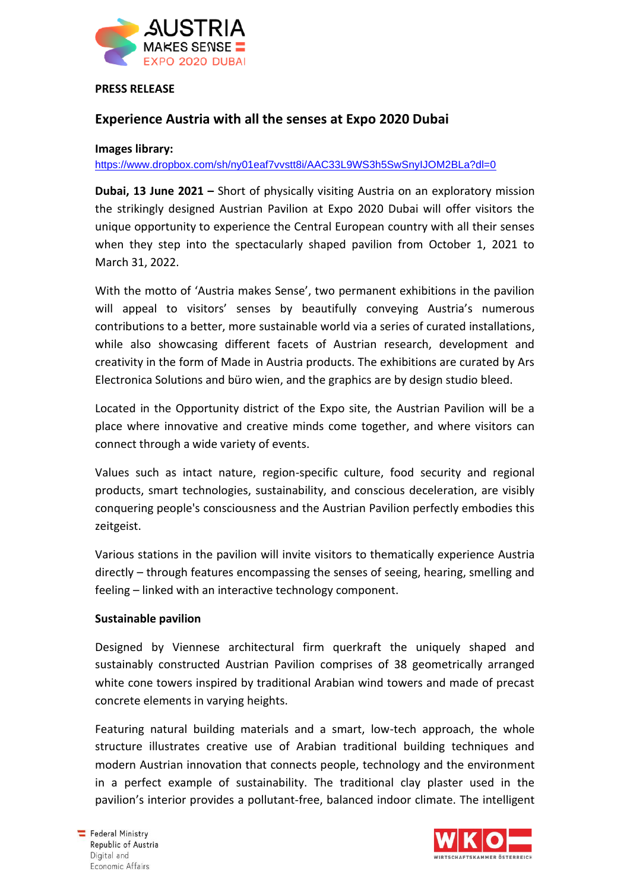**PRESS RELEASE**

## Experience Austria with all the senses at Expo 2020 Dubai

**Images library:**
https://www.dropbox.com/sh/ny01eaf7vvstt8i/AAC33L9WS3h5SwSnyIJOM2BLa?dl=0

**Dubai, 13 June 2021 –** Short of physically visiting Austria on an exploratory mission the strikingly designed Austrian Pavilion at Expo 2020 Dubai will offer visitors the unique opportunity to experience the Central European country with all their senses when they step into the spectacularly shaped pavilion from October 1, 2021 to March 31, 2022.

With the motto of 'Austria makes Sense', two permanent exhibitions in the pavilion will appeal to visitors' senses by beautifully conveying Austria's numerous contributions to a better, more sustainable world via a series of curated installations, while also showcasing different facets of Austrian research, development and creativity in the form of Made in Austria products. The exhibitions are curated by Ars Electronica Solutions and büro wien, and the graphics are by design studio bleed.

Located in the Opportunity district of the Expo site, the Austrian Pavilion will be a place where innovative and creative minds come together, and where visitors can connect through a wide variety of events.

Values such as intact nature, region-specific culture, food security and regional products, smart technologies, sustainability, and conscious deceleration, are visibly conquering people's consciousness and the Austrian Pavilion perfectly embodies this zeitgeist.

Various stations in the pavilion will invite visitors to thematically experience Austria directly – through features encompassing the senses of seeing, hearing, smelling and feeling – linked with an interactive technology component.

**Sustainable pavilion**

Designed by Viennese architectural firm querkraft the uniquely shaped and sustainably constructed Austrian Pavilion comprises of 38 geometrically arranged white cone towers inspired by traditional Arabian wind towers and made of precast concrete elements in varying heights.

Featuring natural building materials and a smart, low-tech approach, the whole structure illustrates creative use of Arabian traditional building techniques and modern Austrian innovation that connects people, technology and the environment in a perfect example of sustainability. The traditional clay plaster used in the pavilion's interior provides a pollutant-free, balanced indoor climate. The intelligent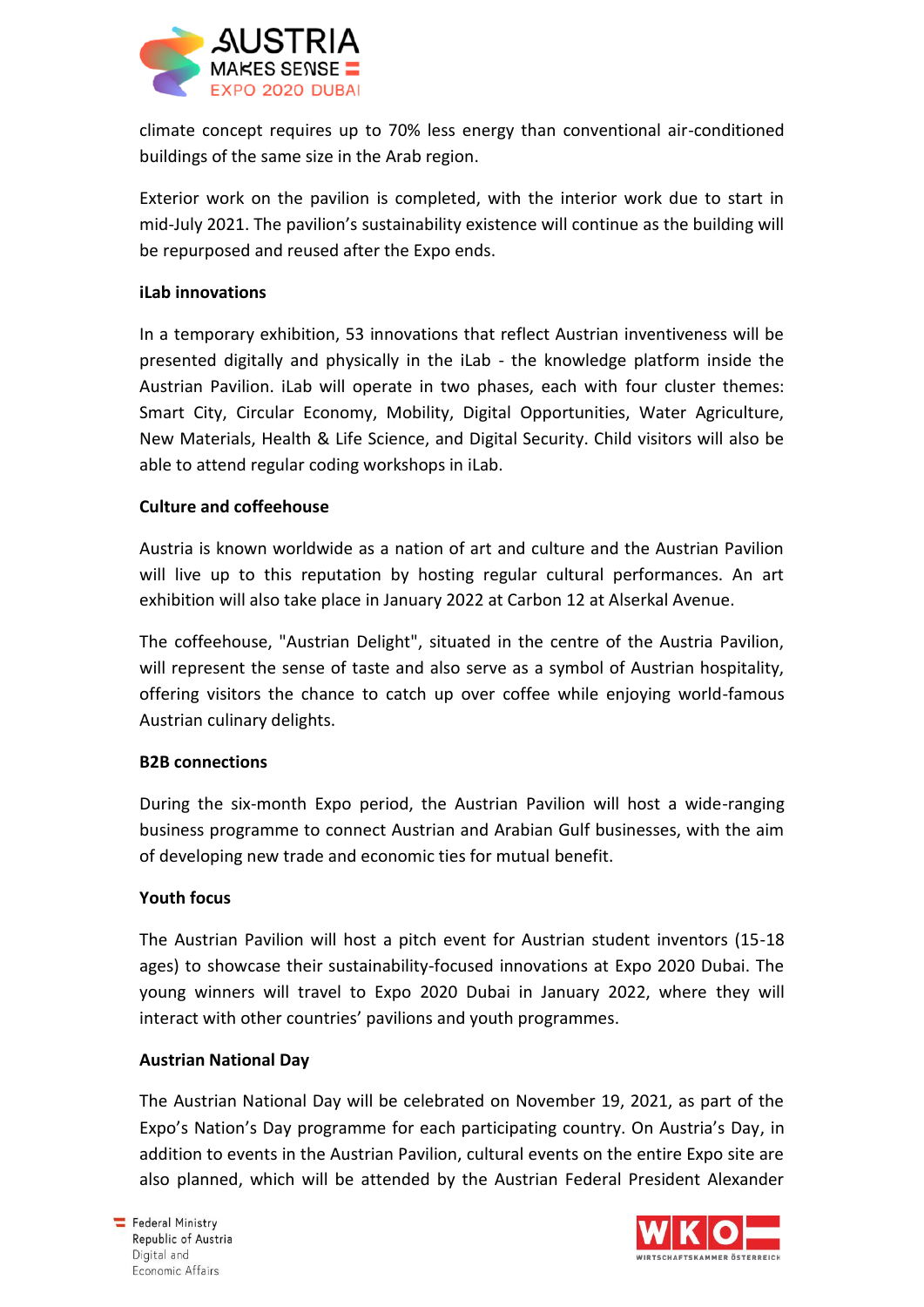climate concept requires up to 70% less energy than conventional air-conditioned buildings of the same size in the Arab region.

Exterior work on the pavilion is completed, with the interior work due to start in mid-July 2021. The pavilion's sustainability existence will continue as the building will be repurposed and reused after the Expo ends.

**iLab innovations**

In a temporary exhibition, 53 innovations that reflect Austrian inventiveness will be presented digitally and physically in the iLab - the knowledge platform inside the Austrian Pavilion. iLab will operate in two phases, each with four cluster themes: Smart City, Circular Economy, Mobility, Digital Opportunities, Water Agriculture, New Materials, Health & Life Science, and Digital Security. Child visitors will also be able to attend regular coding workshops in iLab.

**Culture and coffeehouse**

Austria is known worldwide as a nation of art and culture and the Austrian Pavilion will live up to this reputation by hosting regular cultural performances. An art exhibition will also take place in January 2022 at Carbon 12 at Alserkal Avenue.

The coffeehouse, "Austrian Delight", situated in the centre of the Austria Pavilion, will represent the sense of taste and also serve as a symbol of Austrian hospitality, offering visitors the chance to catch up over coffee while enjoying world-famous Austrian culinary delights.

**B2B connections**

During the six-month Expo period, the Austrian Pavilion will host a wide-ranging business programme to connect Austrian and Arabian Gulf businesses, with the aim of developing new trade and economic ties for mutual benefit.

**Youth focus**

The Austrian Pavilion will host a pitch event for Austrian student inventors (15-18 ages) to showcase their sustainability-focused innovations at Expo 2020 Dubai. The young winners will travel to Expo 2020 Dubai in January 2022, where they will interact with other countries' pavilions and youth programmes.

**Austrian National Day**

The Austrian National Day will be celebrated on November 19, 2021, as part of the Expo's Nation's Day programme for each participating country. On Austria's Day, in addition to events in the Austrian Pavilion, cultural events on the entire Expo site are also planned, which will be attended by the Austrian Federal President Alexander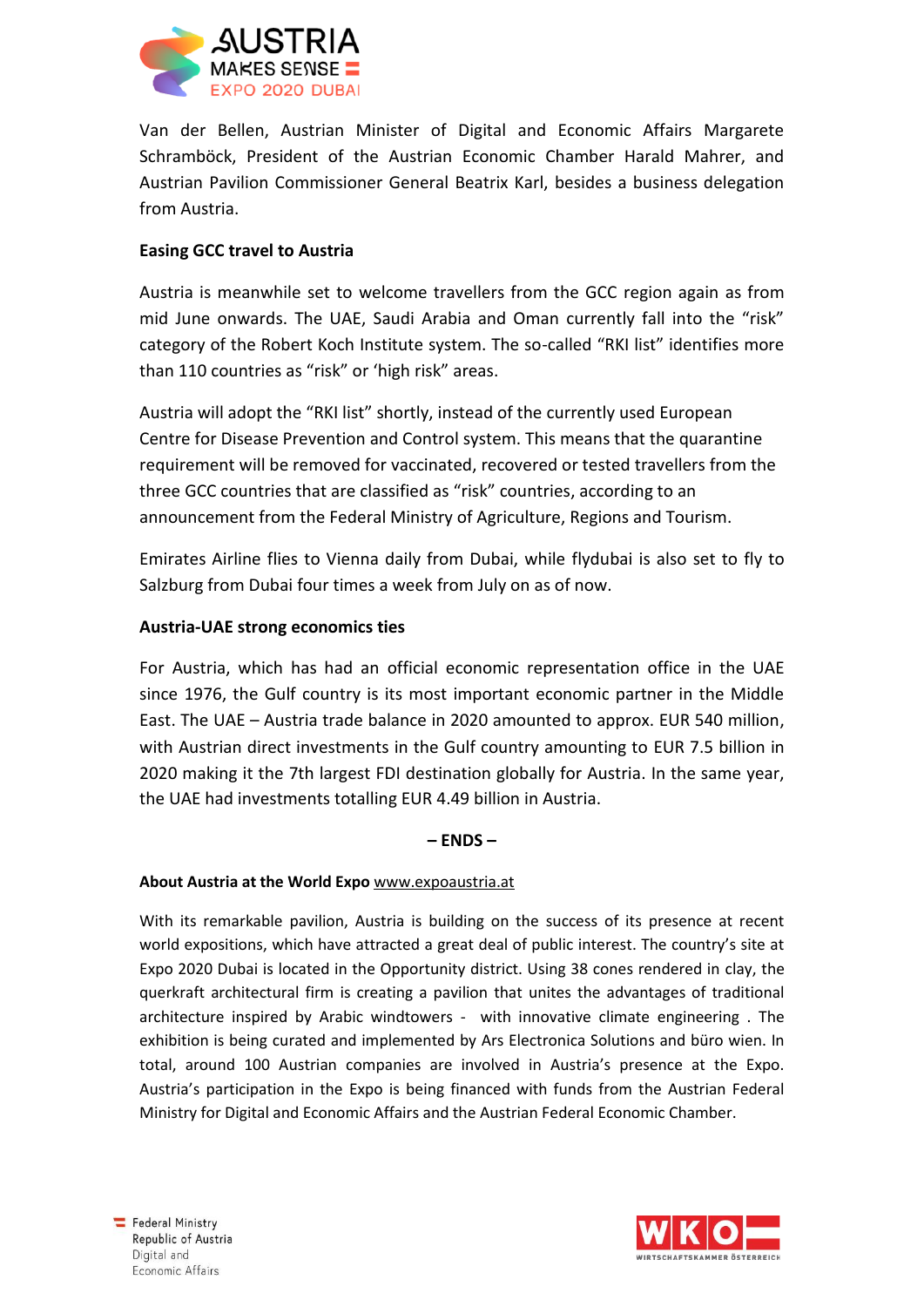Van der Bellen, Austrian Minister of Digital and Economic Affairs Margarete Schramböck, President of the Austrian Economic Chamber Harald Mahrer, and Austrian Pavilion Commissioner General Beatrix Karl, besides a business delegation from Austria.

**Easing GCC travel to Austria**

Austria is meanwhile set to welcome travellers from the GCC region again as from mid June onwards. The UAE, Saudi Arabia and Oman currently fall into the "risk" category of the Robert Koch Institute system. The so-called "RKI list" identifies more than 110 countries as "risk" or 'high risk" areas.

Austria will adopt the "RKI list" shortly, instead of the currently used European Centre for Disease Prevention and Control system. This means that the quarantine requirement will be removed for vaccinated, recovered or tested travellers from the three GCC countries that are classified as "risk" countries, according to an announcement from the Federal Ministry of Agriculture, Regions and Tourism.

Emirates Airline flies to Vienna daily from Dubai, while flydubai is also set to fly to Salzburg from Dubai four times a week from July on as of now.

**Austria-UAE strong economics ties**

For Austria, which has had an official economic representation office in the UAE since 1976, the Gulf country is its most important economic partner in the Middle East. The UAE – Austria trade balance in 2020 amounted to approx. EUR 540 million, with Austrian direct investments in the Gulf country amounting to EUR 7.5 billion in 2020 making it the 7th largest FDI destination globally for Austria. In the same year, the UAE had investments totalling EUR 4.49 billion in Austria.

**– ENDS –**

**About Austria at the World Expo** www.expoaustria.at

With its remarkable pavilion, Austria is building on the success of its presence at recent world expositions, which have attracted a great deal of public interest. The country's site at Expo 2020 Dubai is located in the Opportunity district. Using 38 cones rendered in clay, the querkraft architectural firm is creating a pavilion that unites the advantages of traditional architecture inspired by Arabic windtowers - with innovative climate engineering . The exhibition is being curated and implemented by Ars Electronica Solutions and büro wien. In total, around 100 Austrian companies are involved in Austria's presence at the Expo. Austria's participation in the Expo is being financed with funds from the Austrian Federal Ministry for Digital and Economic Affairs and the Austrian Federal Economic Chamber.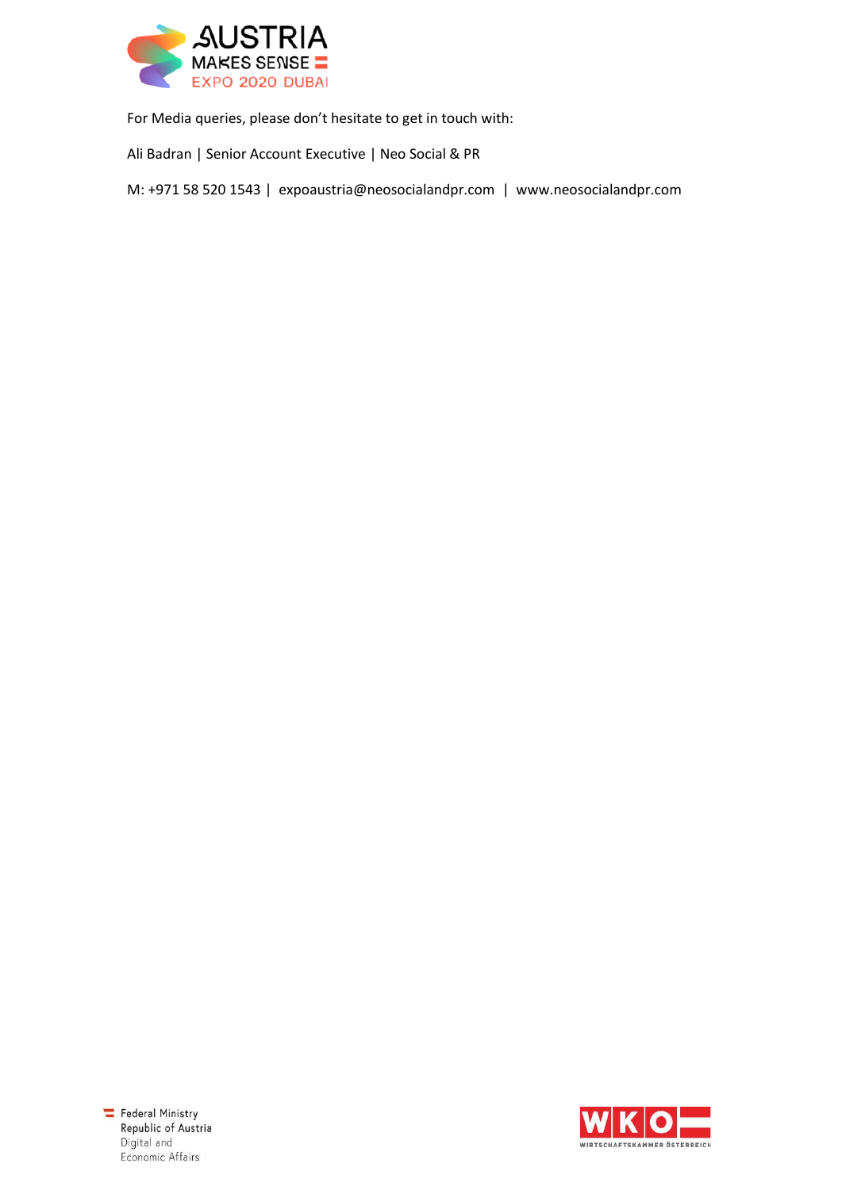For Media queries, please don't hesitate to get in touch with:

Ali Badran | Senior Account Executive | Neo Social & PR

M: +971 58 520 1543 | expoaustria@neosocialandpr.com | www.neosocialandpr.com